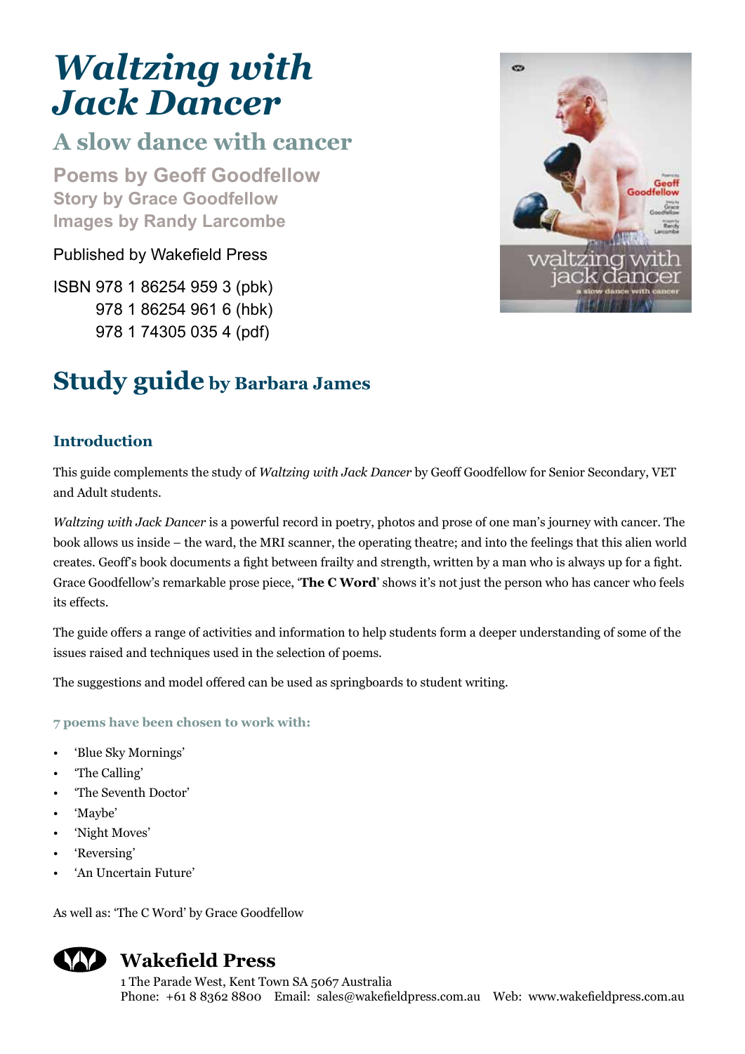# *Waltzing with Jack Dancer*

## A slow dance with cancer

**Poems by Geoff Goodfellow**
**Story by Grace Goodfellow**
**Images by Randy Larcombe**

Published by Wakefield Press

ISBN 978 1 86254 959 3 (pbk)
978 1 86254 961 6 (hbk)
978 1 74305 035 4 (pdf)

## Study guide by Barbara James

### Introduction

This guide complements the study of *Waltzing with Jack Dancer* by Geoff Goodfellow for Senior Secondary, VET and Adult students.

*Waltzing with Jack Dancer* is a powerful record in poetry, photos and prose of one man's journey with cancer. The book allows us inside – the ward, the MRI scanner, the operating theatre; and into the feelings that this alien world creates. Geoff's book documents a fight between frailty and strength, written by a man who is always up for a fight. Grace Goodfellow's remarkable prose piece, '**The C Word**' shows it's not just the person who has cancer who feels its effects.

The guide offers a range of activities and information to help students form a deeper understanding of some of the issues raised and techniques used in the selection of poems.

The suggestions and model offered can be used as springboards to student writing.

**7 poems have been chosen to work with:**

- 'Blue Sky Mornings'
- 'The Calling'
- 'The Seventh Doctor'
- 'Maybe'
- 'Night Moves'
- 'Reversing'
- 'An Uncertain Future'

As well as: 'The C Word' by Grace Goodfellow

**Wakefield Press**
1 The Parade West, Kent Town SA 5067 Australia
Phone: +61 8 8362 8800 Email: sales@wakefieldpress.com.au Web: www.wakefieldpress.com.au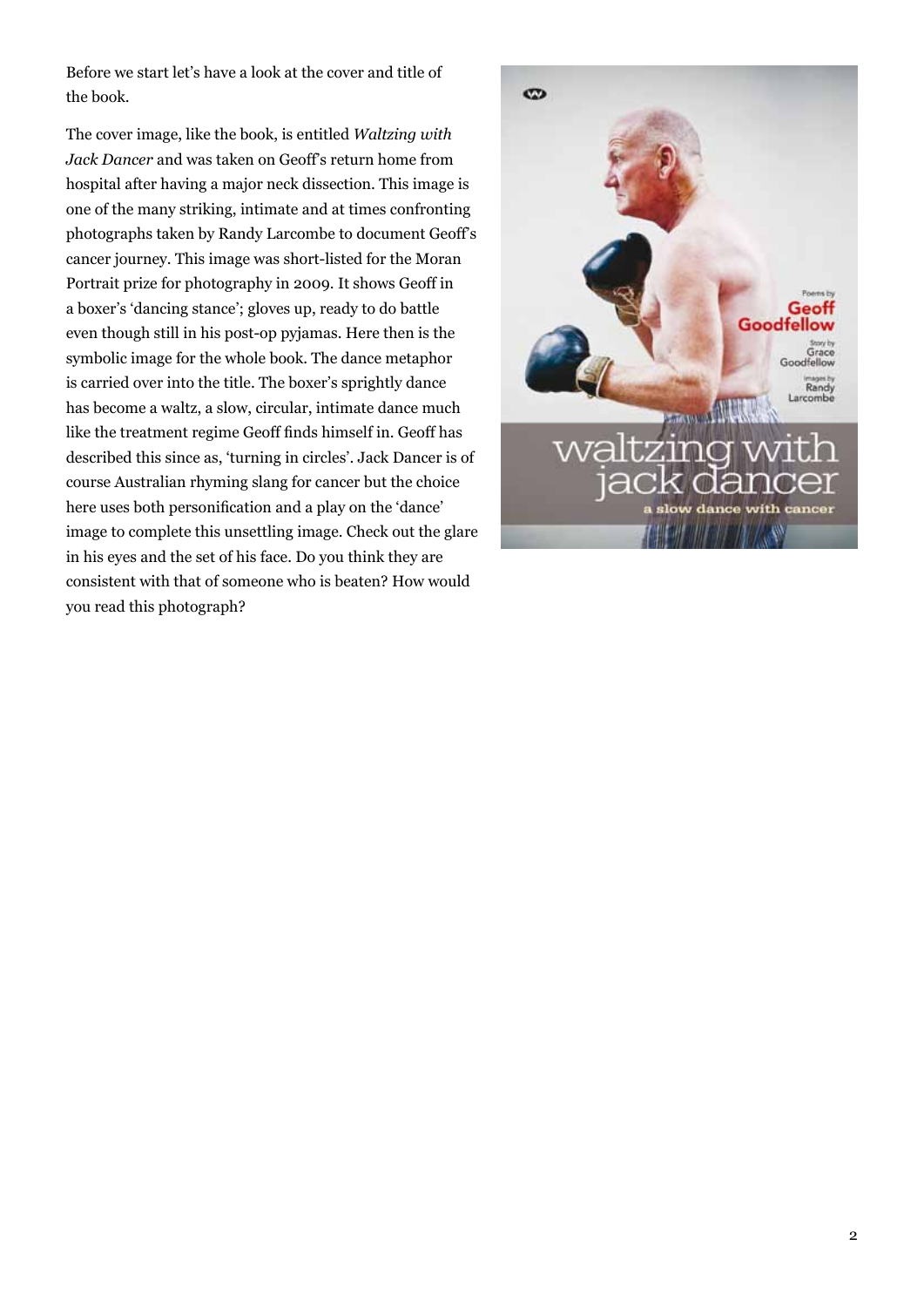Before we start let's have a look at the cover and title of the book.

The cover image, like the book, is entitled *Waltzing with Jack Dancer* and was taken on Geoff's return home from hospital after having a major neck dissection. This image is one of the many striking, intimate and at times confronting photographs taken by Randy Larcombe to document Geoff's cancer journey. This image was short-listed for the Moran Portrait prize for photography in 2009. It shows Geoff in a boxer's 'dancing stance'; gloves up, ready to do battle even though still in his post-op pyjamas. Here then is the symbolic image for the whole book. The dance metaphor is carried over into the title. The boxer's sprightly dance has become a waltz, a slow, circular, intimate dance much like the treatment regime Geoff finds himself in. Geoff has described this since as, 'turning in circles'. Jack Dancer is of course Australian rhyming slang for cancer but the choice here uses both personification and a play on the 'dance' image to complete this unsettling image. Check out the glare in his eyes and the set of his face. Do you think they are consistent with that of someone who is beaten? How would you read this photograph?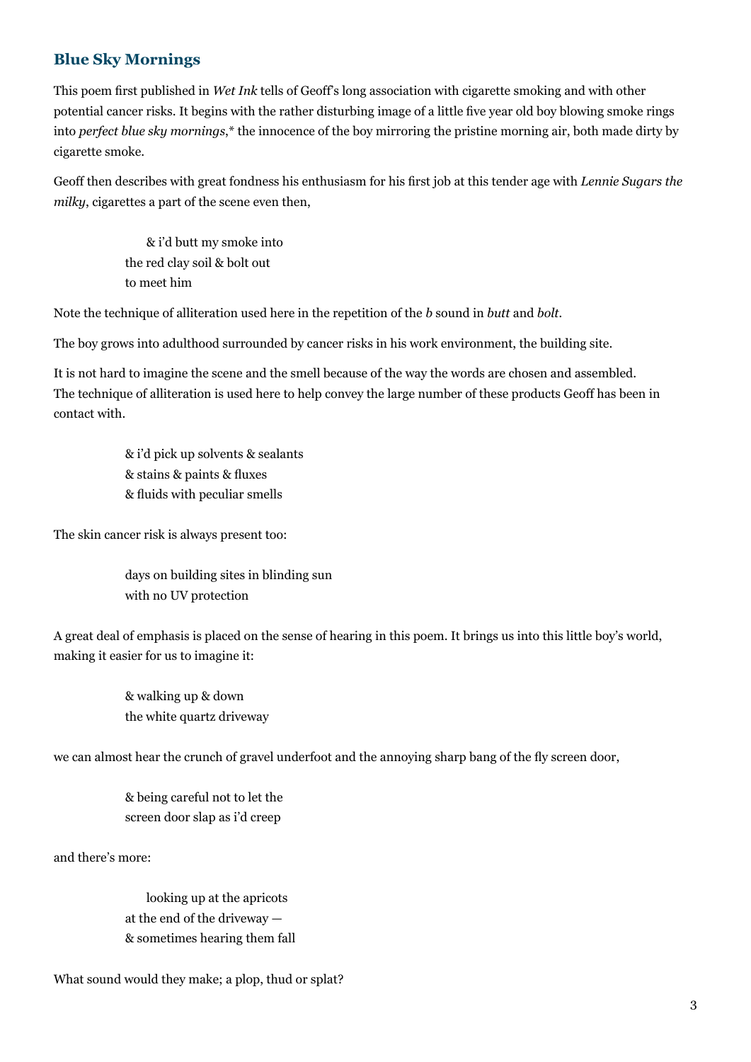### Blue Sky Mornings

This poem first published in *Wet Ink* tells of Geoff's long association with cigarette smoking and with other potential cancer risks. It begins with the rather disturbing image of a little five year old boy blowing smoke rings into *perfect blue sky mornings*,* the innocence of the boy mirroring the pristine morning air, both made dirty by cigarette smoke.

Geoff then describes with great fondness his enthusiasm for his first job at this tender age with *Lennie Sugars the milky*, cigarettes a part of the scene even then,

> &nbsp;&nbsp;&nbsp;&nbsp;& i'd butt my smoke into
> the red clay soil & bolt out
> to meet him

Note the technique of alliteration used here in the repetition of the *b* sound in *butt* and *bolt*.

The boy grows into adulthood surrounded by cancer risks in his work environment, the building site.

It is not hard to imagine the scene and the smell because of the way the words are chosen and assembled. The technique of alliteration is used here to help convey the large number of these products Geoff has been in contact with.

> & i'd pick up solvents & sealants
> & stains & paints & fluxes
> & fluids with peculiar smells

The skin cancer risk is always present too:

> days on building sites in blinding sun
> with no UV protection

A great deal of emphasis is placed on the sense of hearing in this poem. It brings us into this little boy's world, making it easier for us to imagine it:

> & walking up & down
> the white quartz driveway

we can almost hear the crunch of gravel underfoot and the annoying sharp bang of the fly screen door,

> & being careful not to let the
> screen door slap as i'd creep

and there's more:

> &nbsp;&nbsp;&nbsp;&nbsp;looking up at the apricots
> at the end of the driveway —
> & sometimes hearing them fall

What sound would they make; a plop, thud or splat?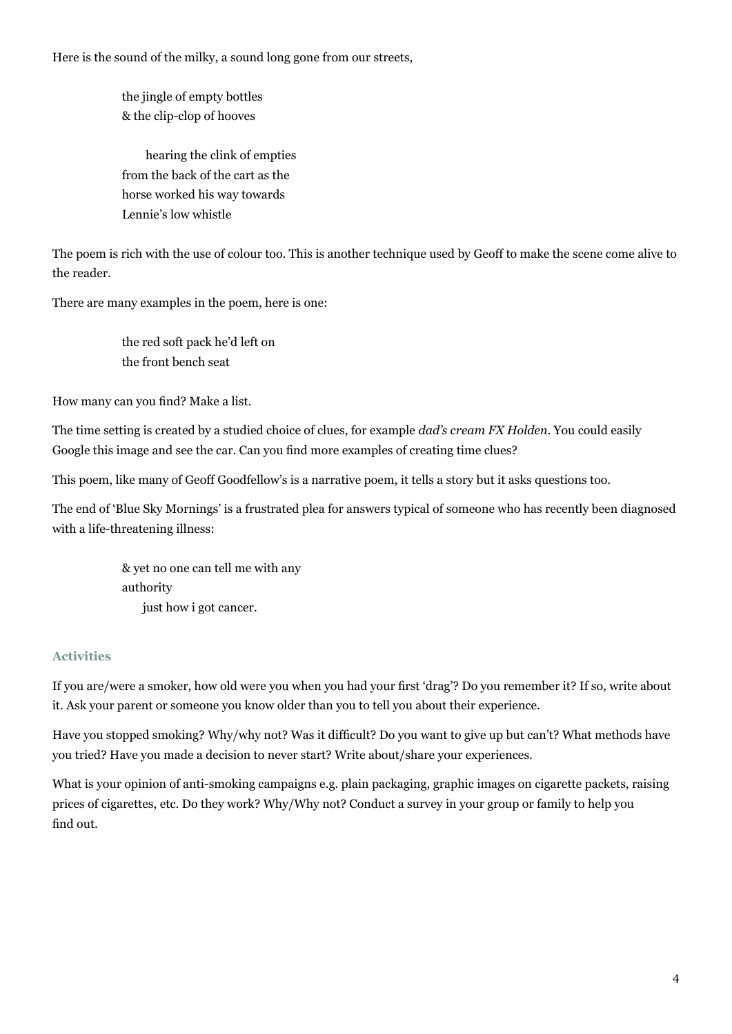Here is the sound of the milky, a sound long gone from our streets,

> the jingle of empty bottles
> & the clip-clop of hooves
>
> hearing the clink of empties
> from the back of the cart as the
> horse worked his way towards
> Lennie's low whistle

The poem is rich with the use of colour too. This is another technique used by Geoff to make the scene come alive to the reader.

There are many examples in the poem, here is one:

> the red soft pack he'd left on
> the front bench seat

How many can you find? Make a list.

The time setting is created by a studied choice of clues, for example *dad's cream FX Holden*. You could easily Google this image and see the car. Can you find more examples of creating time clues?

This poem, like many of Geoff Goodfellow's is a narrative poem, it tells a story but it asks questions too.

The end of 'Blue Sky Mornings' is a frustrated plea for answers typical of someone who has recently been diagnosed with a life-threatening illness:

> & yet no one can tell me with any
> authority
> just how i got cancer.

### Activities

If you are/were a smoker, how old were you when you had your first 'drag'? Do you remember it? If so, write about it. Ask your parent or someone you know older than you to tell you about their experience.

Have you stopped smoking? Why/why not? Was it difficult? Do you want to give up but can't? What methods have you tried? Have you made a decision to never start? Write about/share your experiences.

What is your opinion of anti-smoking campaigns e.g. plain packaging, graphic images on cigarette packets, raising prices of cigarettes, etc. Do they work? Why/Why not? Conduct a survey in your group or family to help you find out.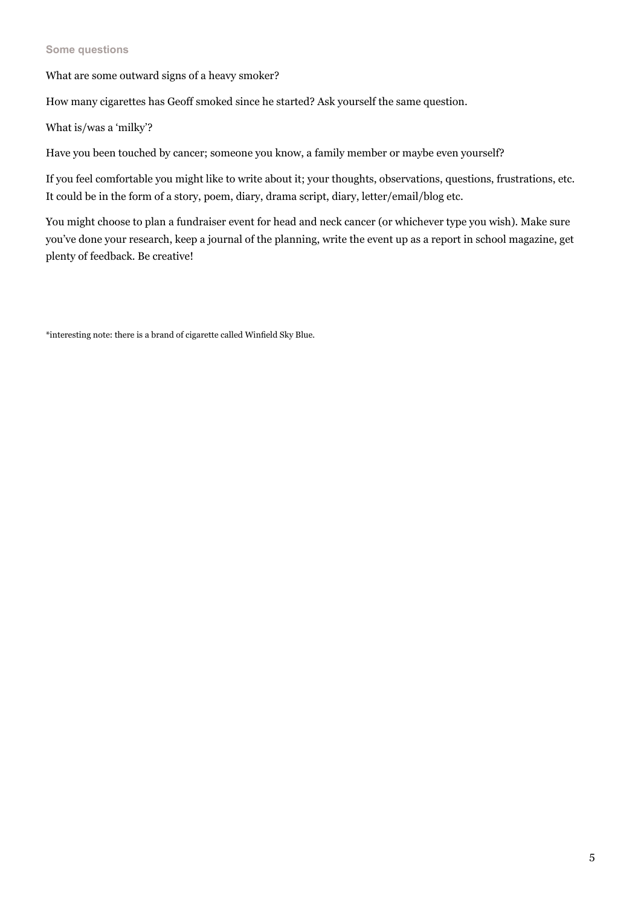### Some questions

What are some outward signs of a heavy smoker?

How many cigarettes has Geoff smoked since he started? Ask yourself the same question.

What is/was a 'milky'?

Have you been touched by cancer; someone you know, a family member or maybe even yourself?

If you feel comfortable you might like to write about it; your thoughts, observations, questions, frustrations, etc. It could be in the form of a story, poem, diary, drama script, diary, letter/email/blog etc.

You might choose to plan a fundraiser event for head and neck cancer (or whichever type you wish). Make sure you've done your research, keep a journal of the planning, write the event up as a report in school magazine, get plenty of feedback. Be creative!

*interesting note: there is a brand of cigarette called Winfield Sky Blue.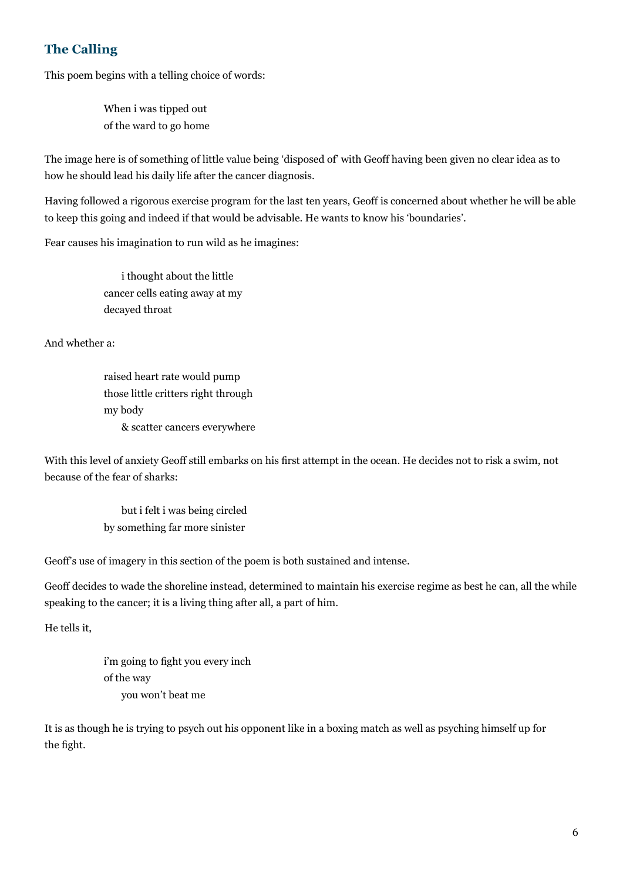## The Calling

This poem begins with a telling choice of words:

> When i was tipped out
> of the ward to go home

The image here is of something of little value being 'disposed of' with Geoff having been given no clear idea as to how he should lead his daily life after the cancer diagnosis.

Having followed a rigorous exercise program for the last ten years, Geoff is concerned about whether he will be able to keep this going and indeed if that would be advisable. He wants to know his 'boundaries'.

Fear causes his imagination to run wild as he imagines:

> i thought about the little
> cancer cells eating away at my
> decayed throat

And whether a:

> raised heart rate would pump
> those little critters right through
> my body
> & scatter cancers everywhere

With this level of anxiety Geoff still embarks on his first attempt in the ocean. He decides not to risk a swim, not because of the fear of sharks:

> but i felt i was being circled
> by something far more sinister

Geoff's use of imagery in this section of the poem is both sustained and intense.

Geoff decides to wade the shoreline instead, determined to maintain his exercise regime as best he can, all the while speaking to the cancer; it is a living thing after all, a part of him.

He tells it,

> i'm going to fight you every inch
> of the way
> you won't beat me

It is as though he is trying to psych out his opponent like in a boxing match as well as psyching himself up for the fight.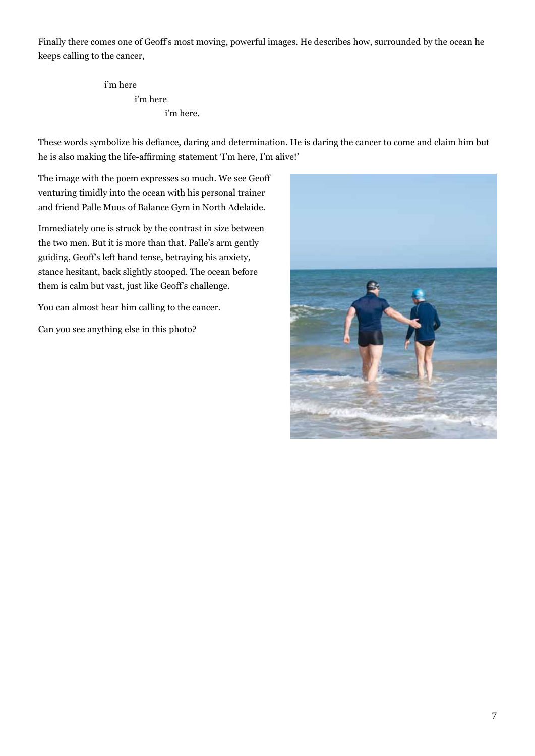Finally there comes one of Geoff's most moving, powerful images. He describes how, surrounded by the ocean he keeps calling to the cancer,

> i'm here
> i'm here
> i'm here.

These words symbolize his defiance, daring and determination. He is daring the cancer to come and claim him but he is also making the life-affirming statement 'I'm here, I'm alive!'

The image with the poem expresses so much. We see Geoff venturing timidly into the ocean with his personal trainer and friend Palle Muus of Balance Gym in North Adelaide.

Immediately one is struck by the contrast in size between the two men. But it is more than that. Palle's arm gently guiding, Geoff's left hand tense, betraying his anxiety, stance hesitant, back slightly stooped. The ocean before them is calm but vast, just like Geoff's challenge.

You can almost hear him calling to the cancer.

Can you see anything else in this photo?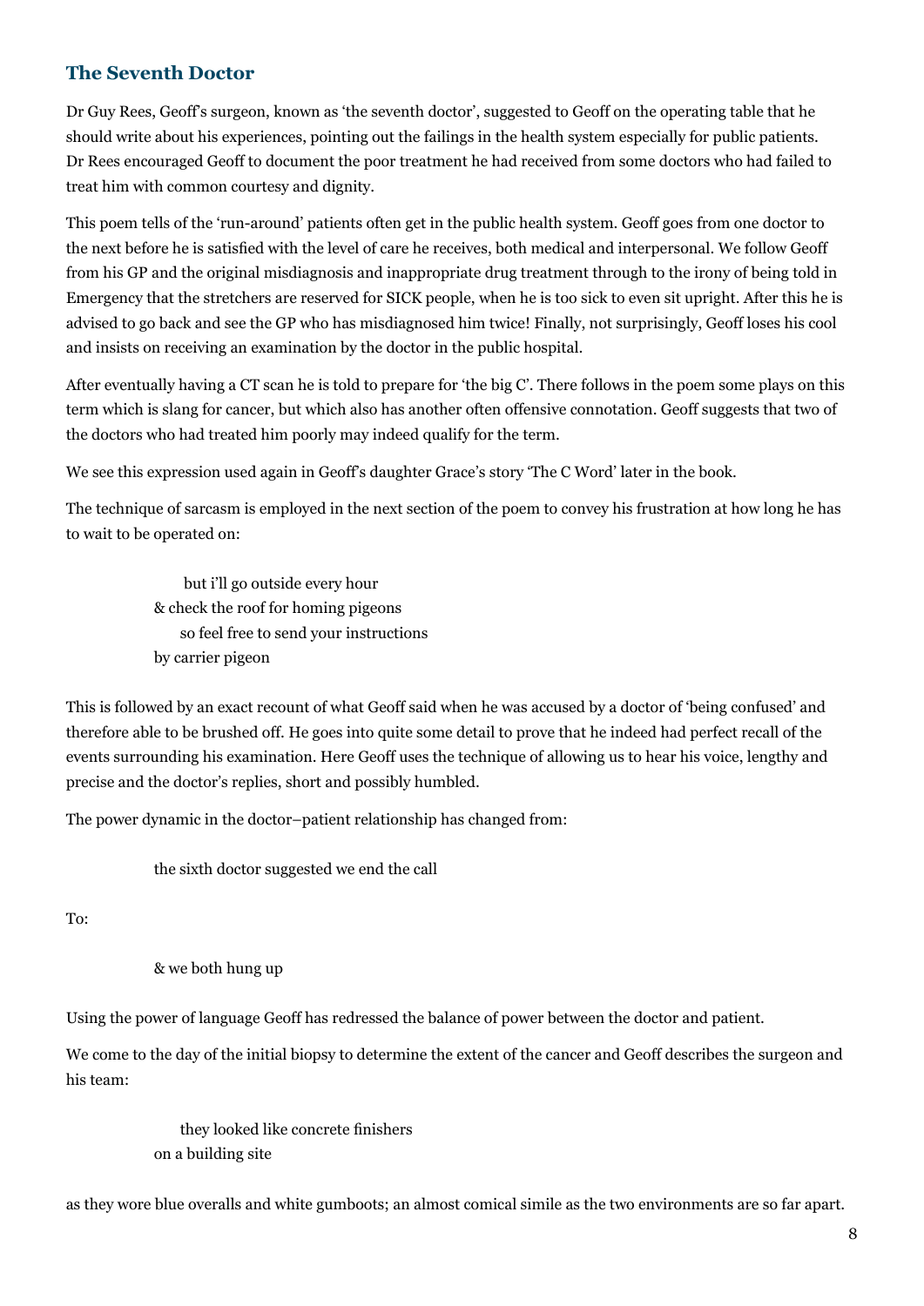## The Seventh Doctor

Dr Guy Rees, Geoff's surgeon, known as 'the seventh doctor', suggested to Geoff on the operating table that he should write about his experiences, pointing out the failings in the health system especially for public patients. Dr Rees encouraged Geoff to document the poor treatment he had received from some doctors who had failed to treat him with common courtesy and dignity.

This poem tells of the 'run-around' patients often get in the public health system. Geoff goes from one doctor to the next before he is satisfied with the level of care he receives, both medical and interpersonal. We follow Geoff from his GP and the original misdiagnosis and inappropriate drug treatment through to the irony of being told in Emergency that the stretchers are reserved for SICK people, when he is too sick to even sit upright. After this he is advised to go back and see the GP who has misdiagnosed him twice! Finally, not surprisingly, Geoff loses his cool and insists on receiving an examination by the doctor in the public hospital.

After eventually having a CT scan he is told to prepare for 'the big C'. There follows in the poem some plays on this term which is slang for cancer, but which also has another often offensive connotation. Geoff suggests that two of the doctors who had treated him poorly may indeed qualify for the term.

We see this expression used again in Geoff's daughter Grace's story 'The C Word' later in the book.

The technique of sarcasm is employed in the next section of the poem to convey his frustration at how long he has to wait to be operated on:

> but i'll go outside every hour
> & check the roof for homing pigeons
> so feel free to send your instructions
> by carrier pigeon

This is followed by an exact recount of what Geoff said when he was accused by a doctor of 'being confused' and therefore able to be brushed off. He goes into quite some detail to prove that he indeed had perfect recall of the events surrounding his examination. Here Geoff uses the technique of allowing us to hear his voice, lengthy and precise and the doctor's replies, short and possibly humbled.

The power dynamic in the doctor–patient relationship has changed from:

> the sixth doctor suggested we end the call

To:

> & we both hung up

Using the power of language Geoff has redressed the balance of power between the doctor and patient.

We come to the day of the initial biopsy to determine the extent of the cancer and Geoff describes the surgeon and his team:

> they looked like concrete finishers
> on a building site

as they wore blue overalls and white gumboots; an almost comical simile as the two environments are so far apart.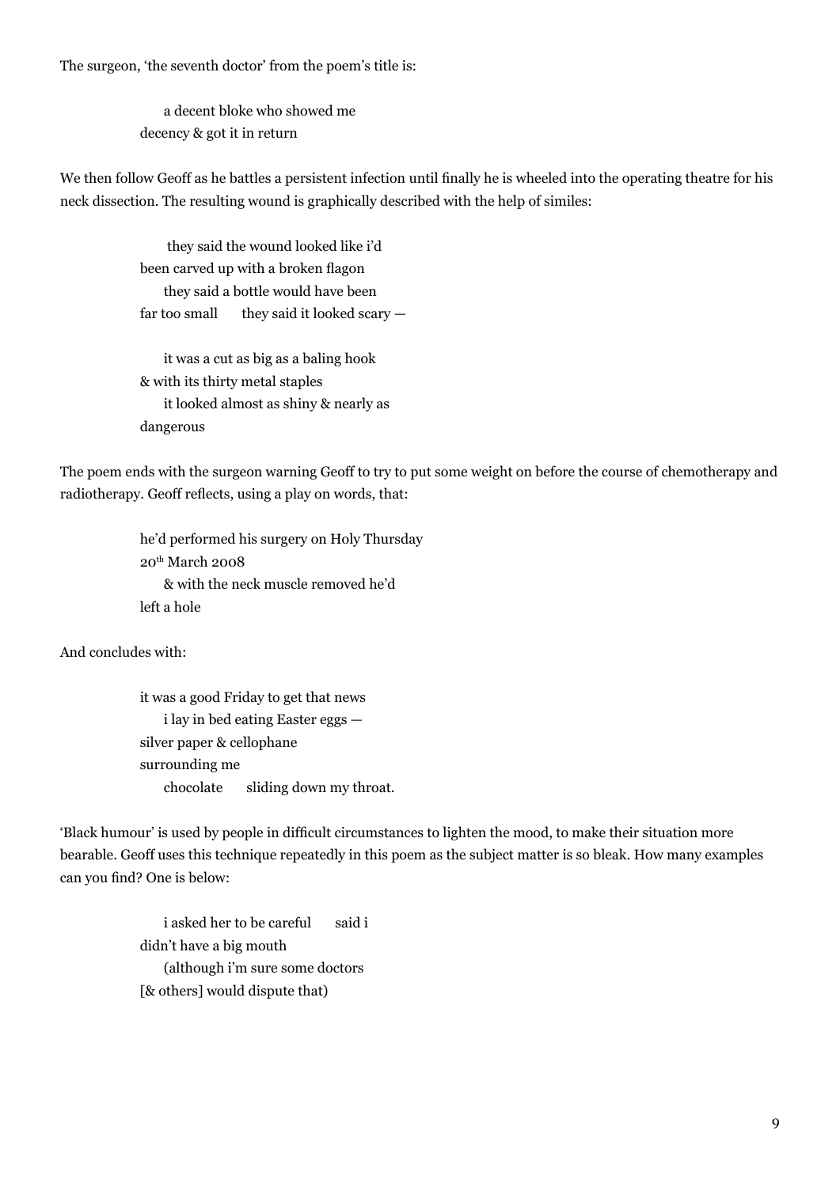The surgeon, 'the seventh doctor' from the poem's title is:

> a decent bloke who showed me
> decency & got it in return

We then follow Geoff as he battles a persistent infection until finally he is wheeled into the operating theatre for his neck dissection. The resulting wound is graphically described with the help of similes:

> they said the wound looked like i'd
> been carved up with a broken flagon
> they said a bottle would have been
> far too small      they said it looked scary —
>
> it was a cut as big as a baling hook
> & with its thirty metal staples
> it looked almost as shiny & nearly as
> dangerous

The poem ends with the surgeon warning Geoff to try to put some weight on before the course of chemotherapy and radiotherapy. Geoff reflects, using a play on words, that:

> he'd performed his surgery on Holy Thursday
> 20th March 2008
> & with the neck muscle removed he'd
> left a hole

And concludes with:

> it was a good Friday to get that news
> i lay in bed eating Easter eggs —
> silver paper & cellophane
> surrounding me
> chocolate      sliding down my throat.

'Black humour' is used by people in difficult circumstances to lighten the mood, to make their situation more bearable. Geoff uses this technique repeatedly in this poem as the subject matter is so bleak. How many examples can you find? One is below:

> i asked her to be careful      said i
> didn't have a big mouth
> (although i'm sure some doctors
> [& others] would dispute that)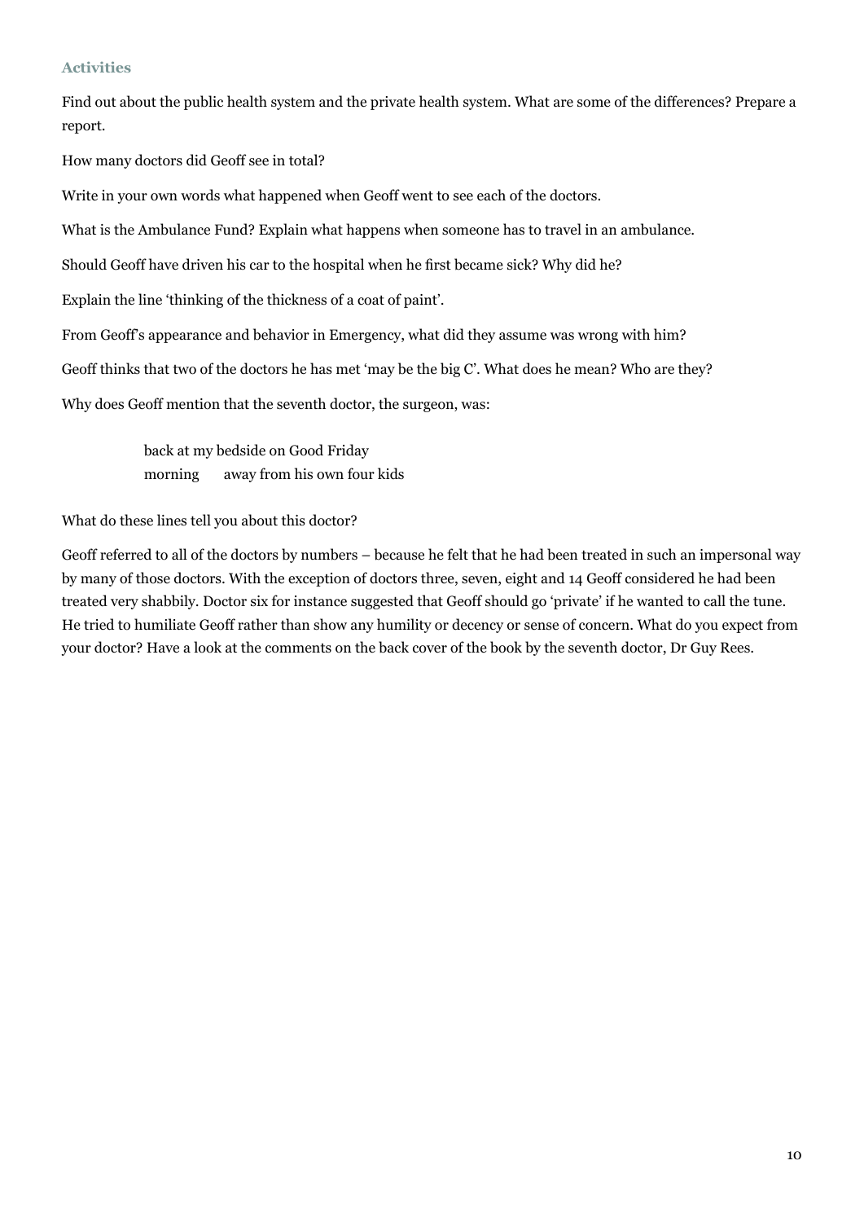### Activities

Find out about the public health system and the private health system. What are some of the differences? Prepare a report.

How many doctors did Geoff see in total?

Write in your own words what happened when Geoff went to see each of the doctors.

What is the Ambulance Fund? Explain what happens when someone has to travel in an ambulance.

Should Geoff have driven his car to the hospital when he first became sick? Why did he?

Explain the line 'thinking of the thickness of a coat of paint'.

From Geoff's appearance and behavior in Emergency, what did they assume was wrong with him?

Geoff thinks that two of the doctors he has met 'may be the big C'. What does he mean? Who are they?

Why does Geoff mention that the seventh doctor, the surgeon, was:

> back at my bedside on Good Friday
> morning      away from his own four kids

What do these lines tell you about this doctor?

Geoff referred to all of the doctors by numbers – because he felt that he had been treated in such an impersonal way by many of those doctors. With the exception of doctors three, seven, eight and 14 Geoff considered he had been treated very shabbily. Doctor six for instance suggested that Geoff should go 'private' if he wanted to call the tune. He tried to humiliate Geoff rather than show any humility or decency or sense of concern. What do you expect from your doctor? Have a look at the comments on the back cover of the book by the seventh doctor, Dr Guy Rees.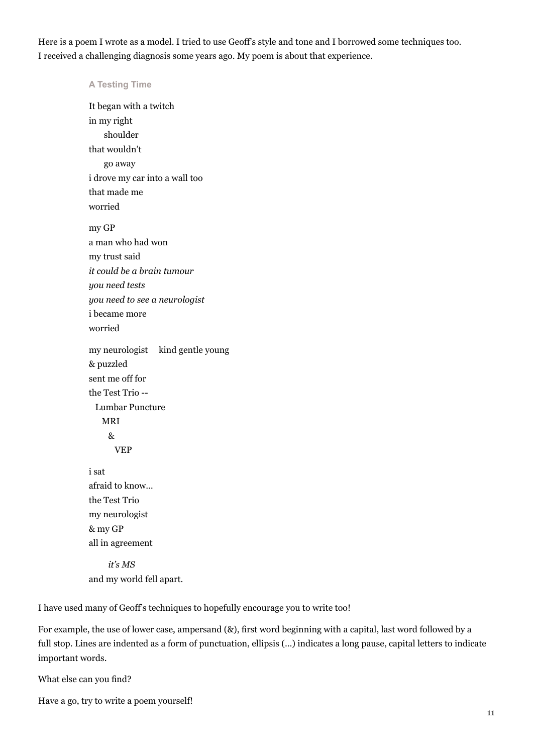Here is a poem I wrote as a model. I tried to use Geoff's style and tone and I borrowed some techniques too. I received a challenging diagnosis some years ago. My poem is about that experience.

### A Testing Time

It began with a twitch  
in my right  
&nbsp;&nbsp;&nbsp;&nbsp;&nbsp;&nbsp;shoulder  
that wouldn't  
&nbsp;&nbsp;&nbsp;&nbsp;&nbsp;&nbsp;go away  
i drove my car into a wall too  
that made me  
worried

my GP  
a man who had won  
my trust said  
*it could be a brain tumour*  
*you need tests*  
*you need to see a neurologist*  
i became more  
worried

my neurologist &nbsp;&nbsp;&nbsp;&nbsp;kind gentle young  
& puzzled  
sent me off for  
the Test Trio --  
&nbsp;&nbsp;&nbsp;Lumbar Puncture  
&nbsp;&nbsp;&nbsp;&nbsp;&nbsp;&nbsp;MRI  
&nbsp;&nbsp;&nbsp;&nbsp;&nbsp;&nbsp;&nbsp;&nbsp;&  
&nbsp;&nbsp;&nbsp;&nbsp;&nbsp;&nbsp;&nbsp;&nbsp;&nbsp;&nbsp;VEP

i sat  
afraid to know…  
the Test Trio  
my neurologist  
& my GP  
all in agreement

&nbsp;&nbsp;&nbsp;&nbsp;&nbsp;&nbsp;&nbsp;&nbsp;*it's MS*  
and my world fell apart.

I have used many of Geoff's techniques to hopefully encourage you to write too!

For example, the use of lower case, ampersand (&), first word beginning with a capital, last word followed by a full stop. Lines are indented as a form of punctuation, ellipsis (…) indicates a long pause, capital letters to indicate important words.

What else can you find?

Have a go, try to write a poem yourself!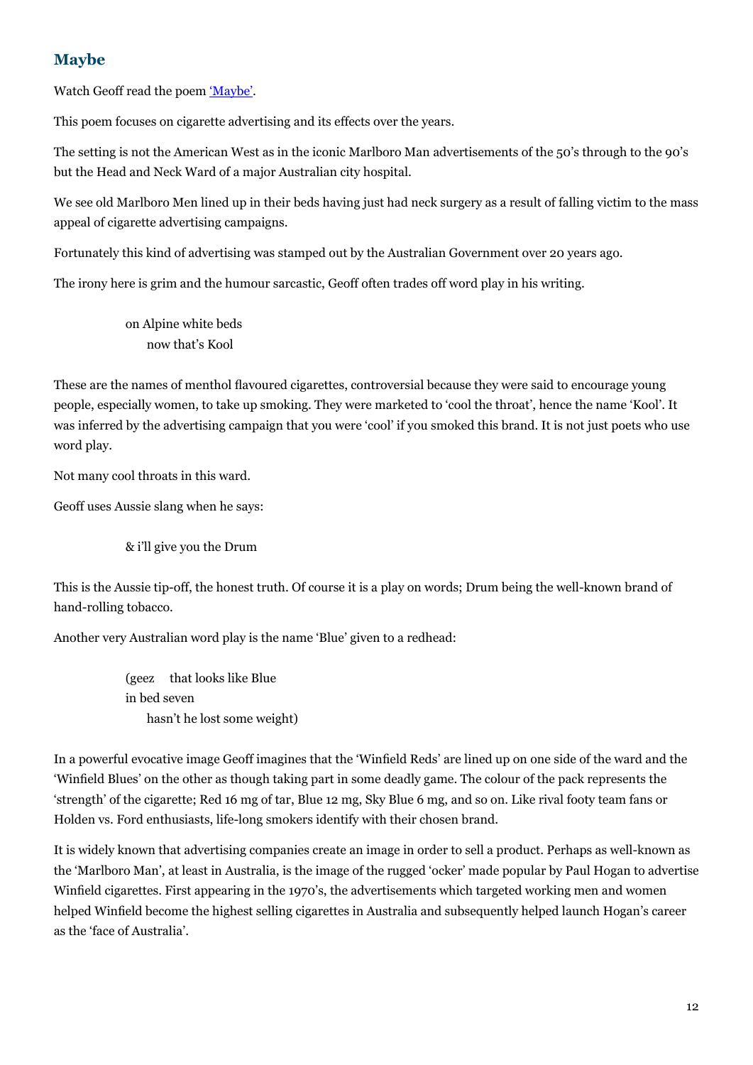## Maybe

Watch Geoff read the poem ['Maybe'](#).

This poem focuses on cigarette advertising and its effects over the years.

The setting is not the American West as in the iconic Marlboro Man advertisements of the 50's through to the 90's but the Head and Neck Ward of a major Australian city hospital.

We see old Marlboro Men lined up in their beds having just had neck surgery as a result of falling victim to the mass appeal of cigarette advertising campaigns.

Fortunately this kind of advertising was stamped out by the Australian Government over 20 years ago.

The irony here is grim and the humour sarcastic, Geoff often trades off word play in his writing.

> on Alpine white beds
>     now that's Kool

These are the names of menthol flavoured cigarettes, controversial because they were said to encourage young people, especially women, to take up smoking. They were marketed to 'cool the throat', hence the name 'Kool'. It was inferred by the advertising campaign that you were 'cool' if you smoked this brand. It is not just poets who use word play.

Not many cool throats in this ward.

Geoff uses Aussie slang when he says:

> & i'll give you the Drum

This is the Aussie tip-off, the honest truth. Of course it is a play on words; Drum being the well-known brand of hand-rolling tobacco.

Another very Australian word play is the name 'Blue' given to a redhead:

> (geez     that looks like Blue
> in bed seven
>     hasn't he lost some weight)

In a powerful evocative image Geoff imagines that the 'Winfield Reds' are lined up on one side of the ward and the 'Winfield Blues' on the other as though taking part in some deadly game. The colour of the pack represents the 'strength' of the cigarette; Red 16 mg of tar, Blue 12 mg, Sky Blue 6 mg, and so on. Like rival footy team fans or Holden vs. Ford enthusiasts, life-long smokers identify with their chosen brand.

It is widely known that advertising companies create an image in order to sell a product. Perhaps as well-known as the 'Marlboro Man', at least in Australia, is the image of the rugged 'ocker' made popular by Paul Hogan to advertise Winfield cigarettes. First appearing in the 1970's, the advertisements which targeted working men and women helped Winfield become the highest selling cigarettes in Australia and subsequently helped launch Hogan's career as the 'face of Australia'.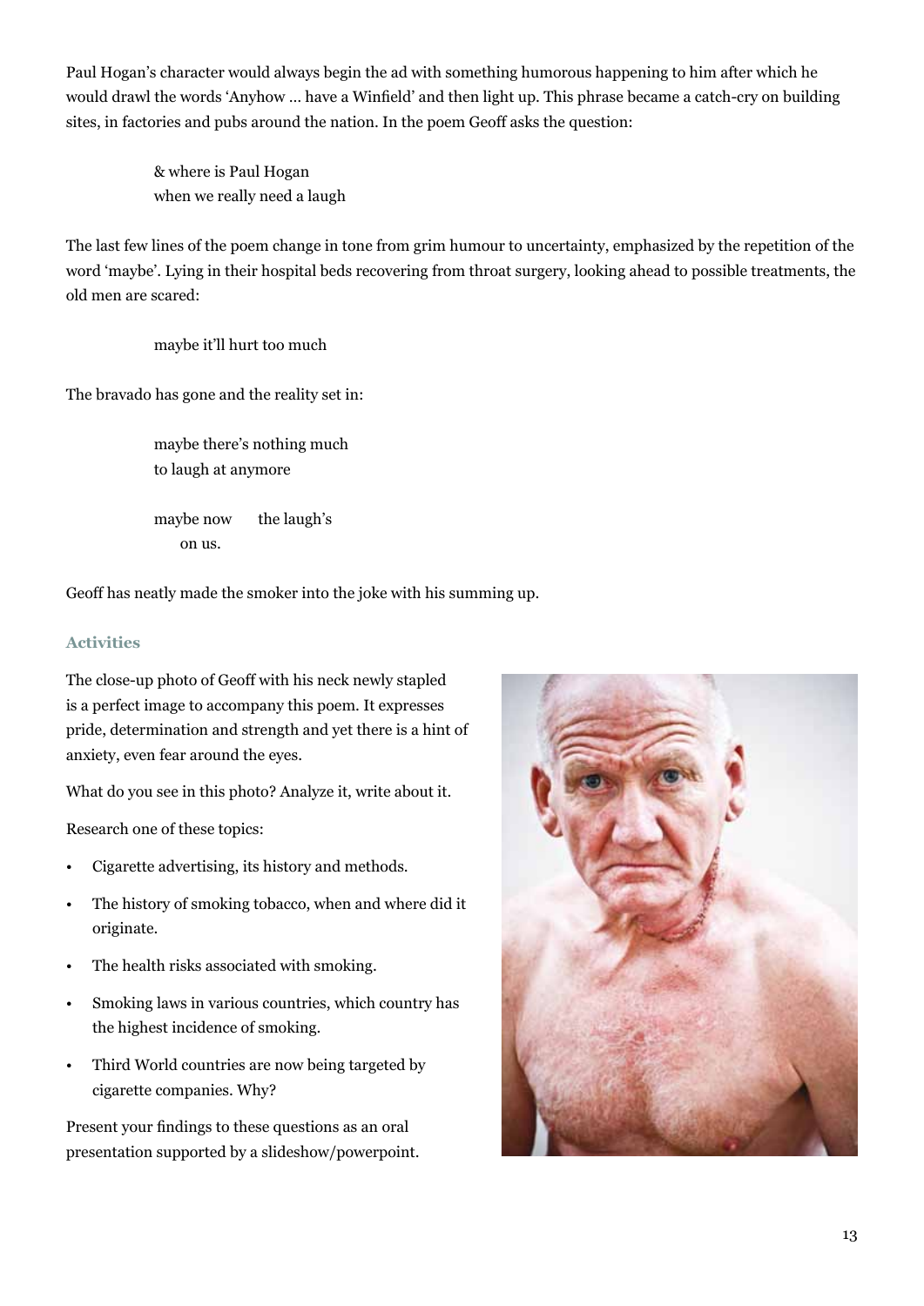Paul Hogan's character would always begin the ad with something humorous happening to him after which he would drawl the words 'Anyhow … have a Winfield' and then light up. This phrase became a catch-cry on building sites, in factories and pubs around the nation. In the poem Geoff asks the question:

> & where is Paul Hogan
> when we really need a laugh

The last few lines of the poem change in tone from grim humour to uncertainty, emphasized by the repetition of the word 'maybe'. Lying in their hospital beds recovering from throat surgery, looking ahead to possible treatments, the old men are scared:

> maybe it'll hurt too much

The bravado has gone and the reality set in:

> maybe there's nothing much
> to laugh at anymore
>
> maybe now    the laugh's
>     on us.

Geoff has neatly made the smoker into the joke with his summing up.

### Activities

The close-up photo of Geoff with his neck newly stapled is a perfect image to accompany this poem. It expresses pride, determination and strength and yet there is a hint of anxiety, even fear around the eyes.

What do you see in this photo? Analyze it, write about it.

Research one of these topics:

- Cigarette advertising, its history and methods.
- The history of smoking tobacco, when and where did it originate.
- The health risks associated with smoking.
- Smoking laws in various countries, which country has the highest incidence of smoking.
- Third World countries are now being targeted by cigarette companies. Why?

Present your findings to these questions as an oral presentation supported by a slideshow/powerpoint.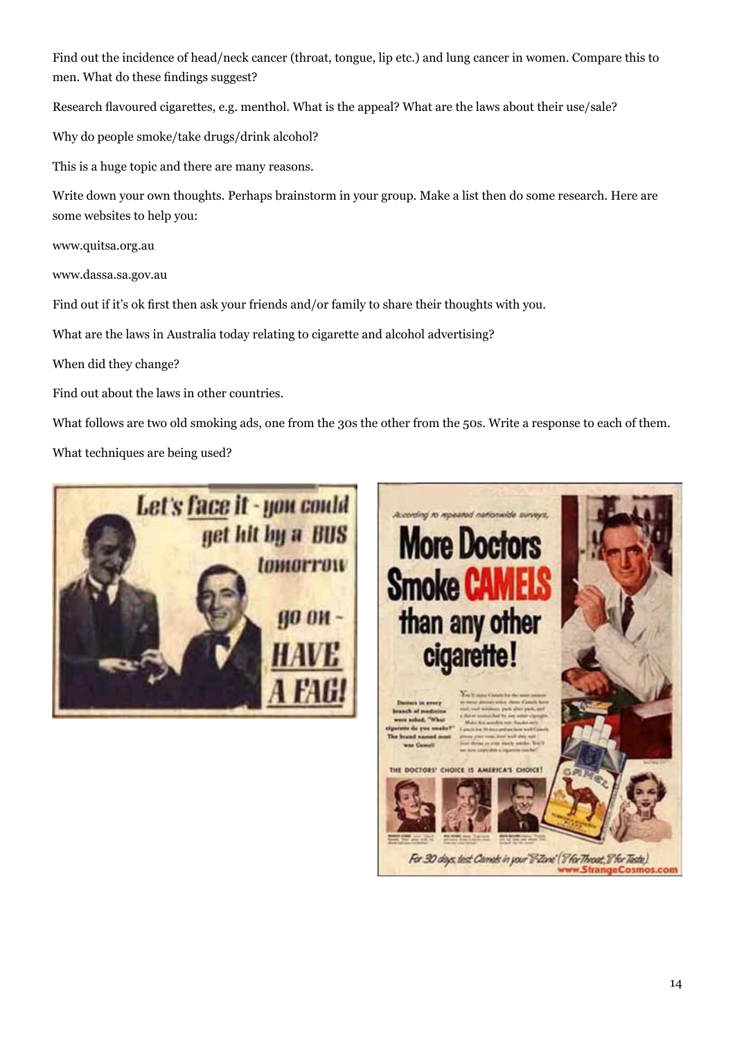Find out the incidence of head/neck cancer (throat, tongue, lip etc.) and lung cancer in women. Compare this to men. What do these findings suggest?

Research flavoured cigarettes, e.g. menthol. What is the appeal? What are the laws about their use/sale?

Why do people smoke/take drugs/drink alcohol?

This is a huge topic and there are many reasons.

Write down your own thoughts. Perhaps brainstorm in your group. Make a list then do some research. Here are some websites to help you:

www.quitsa.org.au

www.dassa.sa.gov.au

Find out if it's ok first then ask your friends and/or family to share their thoughts with you.

What are the laws in Australia today relating to cigarette and alcohol advertising?

When did they change?

Find out about the laws in other countries.

What follows are two old smoking ads, one from the 30s the other from the 50s. Write a response to each of them.

What techniques are being used?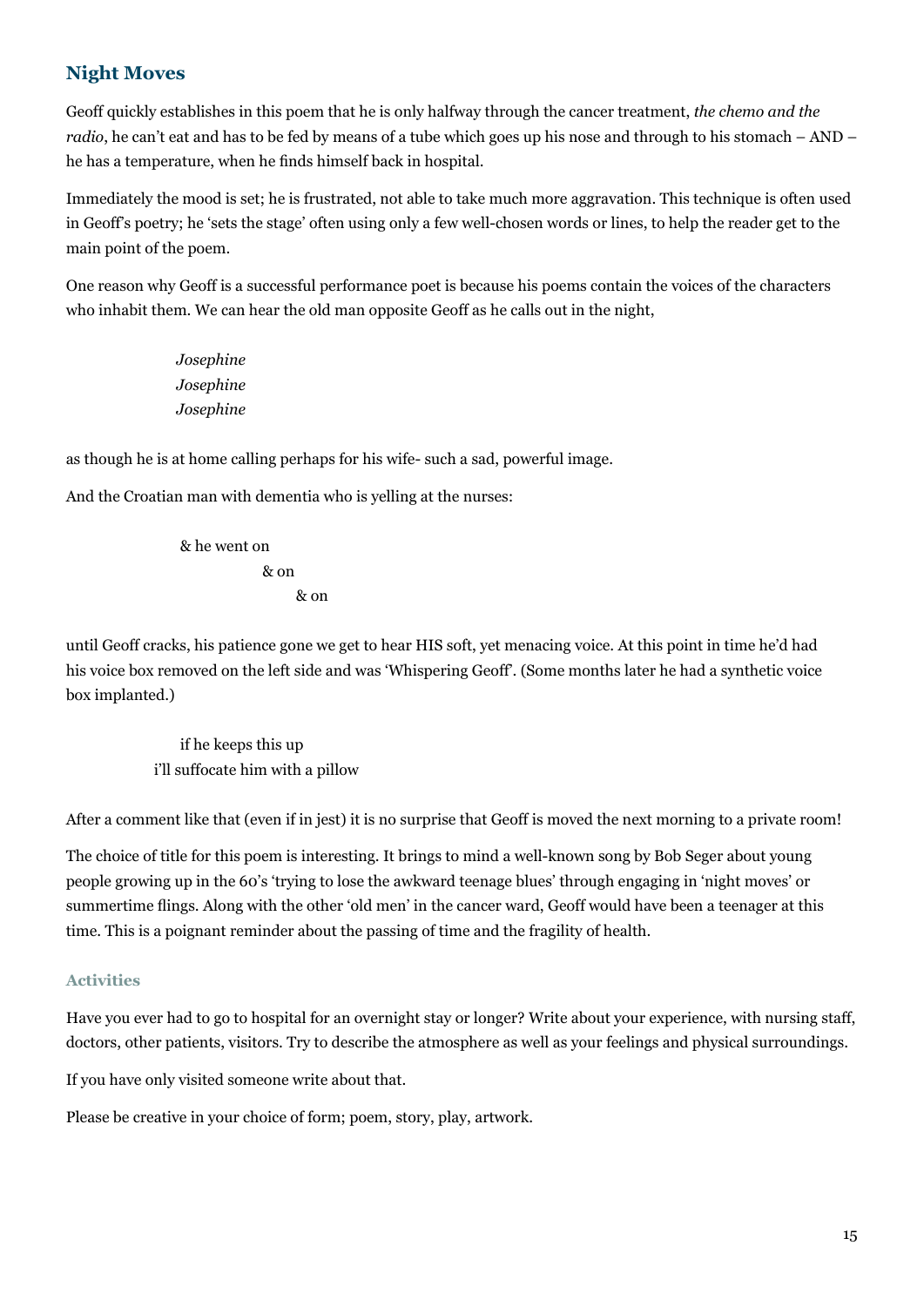## Night Moves

Geoff quickly establishes in this poem that he is only halfway through the cancer treatment, *the chemo and the radio*, he can't eat and has to be fed by means of a tube which goes up his nose and through to his stomach – AND – he has a temperature, when he finds himself back in hospital.

Immediately the mood is set; he is frustrated, not able to take much more aggravation. This technique is often used in Geoff's poetry; he 'sets the stage' often using only a few well-chosen words or lines, to help the reader get to the main point of the poem.

One reason why Geoff is a successful performance poet is because his poems contain the voices of the characters who inhabit them. We can hear the old man opposite Geoff as he calls out in the night,

> *Josephine*
> *Josephine*
> *Josephine*

as though he is at home calling perhaps for his wife- such a sad, powerful image.

And the Croatian man with dementia who is yelling at the nurses:

> & he went on
> & on
> & on

until Geoff cracks, his patience gone we get to hear HIS soft, yet menacing voice. At this point in time he'd had his voice box removed on the left side and was 'Whispering Geoff'. (Some months later he had a synthetic voice box implanted.)

> if he keeps this up
> i'll suffocate him with a pillow

After a comment like that (even if in jest) it is no surprise that Geoff is moved the next morning to a private room!

The choice of title for this poem is interesting. It brings to mind a well-known song by Bob Seger about young people growing up in the 60's 'trying to lose the awkward teenage blues' through engaging in 'night moves' or summertime flings. Along with the other 'old men' in the cancer ward, Geoff would have been a teenager at this time. This is a poignant reminder about the passing of time and the fragility of health.

### Activities

Have you ever had to go to hospital for an overnight stay or longer? Write about your experience, with nursing staff, doctors, other patients, visitors. Try to describe the atmosphere as well as your feelings and physical surroundings.

If you have only visited someone write about that.

Please be creative in your choice of form; poem, story, play, artwork.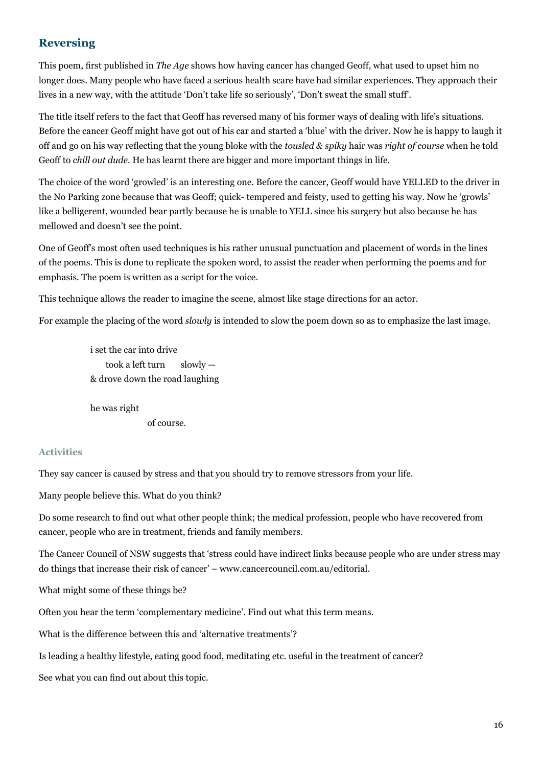## Reversing

This poem, first published in *The Age* shows how having cancer has changed Geoff, what used to upset him no longer does. Many people who have faced a serious health scare have had similar experiences. They approach their lives in a new way, with the attitude 'Don't take life so seriously', 'Don't sweat the small stuff'.

The title itself refers to the fact that Geoff has reversed many of his former ways of dealing with life's situations. Before the cancer Geoff might have got out of his car and started a 'blue' with the driver. Now he is happy to laugh it off and go on his way reflecting that the young bloke with the *tousled & spiky* hair was *right of course* when he told Geoff to *chill out dude*. He has learnt there are bigger and more important things in life.

The choice of the word 'growled' is an interesting one. Before the cancer, Geoff would have YELLED to the driver in the No Parking zone because that was Geoff; quick- tempered and feisty, used to getting his way. Now he 'growls' like a belligerent, wounded bear partly because he is unable to YELL since his surgery but also because he has mellowed and doesn't see the point.

One of Geoff's most often used techniques is his rather unusual punctuation and placement of words in the lines of the poems. This is done to replicate the spoken word, to assist the reader when performing the poems and for emphasis. The poem is written as a script for the voice.

This technique allows the reader to imagine the scene, almost like stage directions for an actor.

For example the placing of the word *slowly* is intended to slow the poem down so as to emphasize the last image.

```
i set the car into drive
    took a left turn      slowly —
& drove down the road laughing

he was right
                    of course.
```

#### Activities

They say cancer is caused by stress and that you should try to remove stressors from your life.

Many people believe this. What do you think?

Do some research to find out what other people think; the medical profession, people who have recovered from cancer, people who are in treatment, friends and family members.

The Cancer Council of NSW suggests that 'stress could have indirect links because people who are under stress may do things that increase their risk of cancer' – www.cancercouncil.com.au/editorial.

What might some of these things be?

Often you hear the term 'complementary medicine'. Find out what this term means.

What is the difference between this and 'alternative treatments'?

Is leading a healthy lifestyle, eating good food, meditating etc. useful in the treatment of cancer?

See what you can find out about this topic.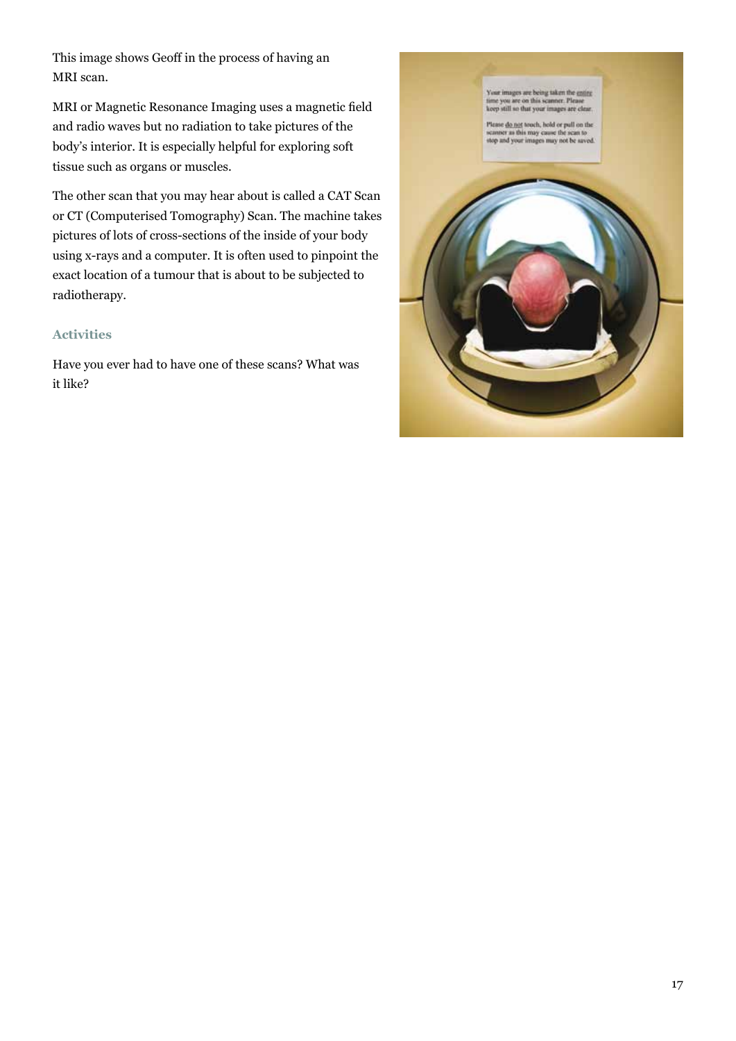This image shows Geoff in the process of having an MRI scan.

MRI or Magnetic Resonance Imaging uses a magnetic field and radio waves but no radiation to take pictures of the body's interior. It is especially helpful for exploring soft tissue such as organs or muscles.

The other scan that you may hear about is called a CAT Scan or CT (Computerised Tomography) Scan. The machine takes pictures of lots of cross-sections of the inside of your body using x-rays and a computer. It is often used to pinpoint the exact location of a tumour that is about to be subjected to radiotherapy.

### Activities

Have you ever had to have one of these scans? What was it like?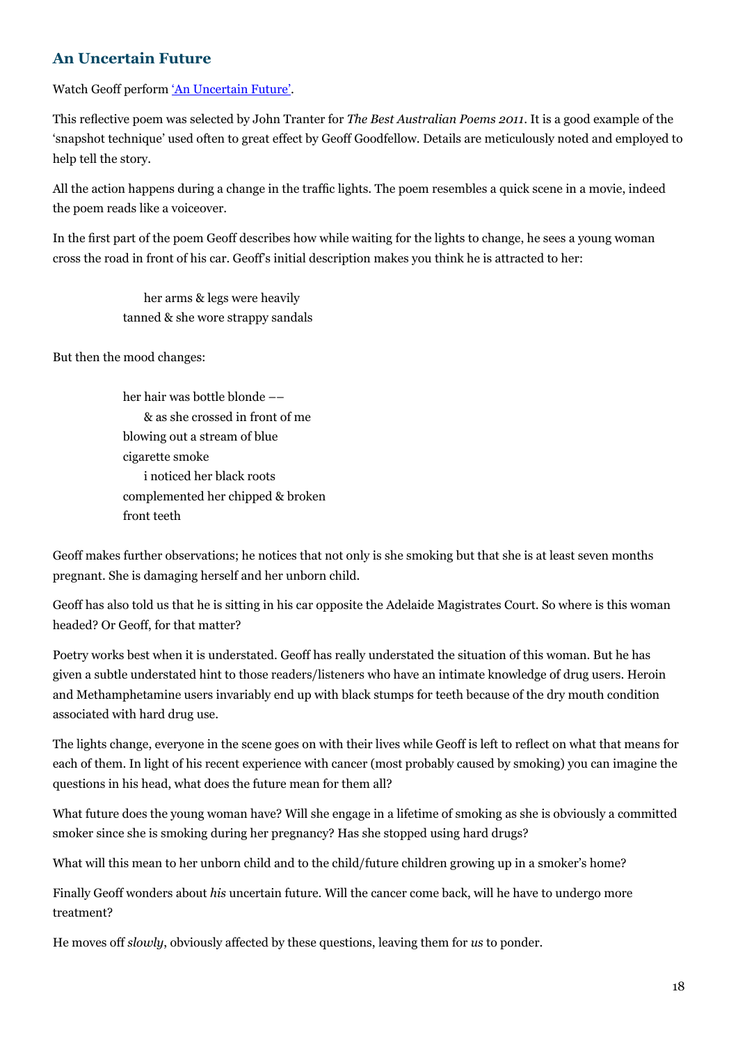## An Uncertain Future

Watch Geoff perform 'An Uncertain Future'.

This reflective poem was selected by John Tranter for *The Best Australian Poems 2011*. It is a good example of the 'snapshot technique' used often to great effect by Geoff Goodfellow. Details are meticulously noted and employed to help tell the story.

All the action happens during a change in the traffic lights. The poem resembles a quick scene in a movie, indeed the poem reads like a voiceover.

In the first part of the poem Geoff describes how while waiting for the lights to change, he sees a young woman cross the road in front of his car. Geoff's initial description makes you think he is attracted to her:

> her arms & legs were heavily
> tanned & she wore strappy sandals

But then the mood changes:

> her hair was bottle blonde ––
> & as she crossed in front of me
> blowing out a stream of blue
> cigarette smoke
> i noticed her black roots
> complemented her chipped & broken
> front teeth

Geoff makes further observations; he notices that not only is she smoking but that she is at least seven months pregnant. She is damaging herself and her unborn child.

Geoff has also told us that he is sitting in his car opposite the Adelaide Magistrates Court. So where is this woman headed? Or Geoff, for that matter?

Poetry works best when it is understated. Geoff has really understated the situation of this woman. But he has given a subtle understated hint to those readers/listeners who have an intimate knowledge of drug users. Heroin and Methamphetamine users invariably end up with black stumps for teeth because of the dry mouth condition associated with hard drug use.

The lights change, everyone in the scene goes on with their lives while Geoff is left to reflect on what that means for each of them. In light of his recent experience with cancer (most probably caused by smoking) you can imagine the questions in his head, what does the future mean for them all?

What future does the young woman have? Will she engage in a lifetime of smoking as she is obviously a committed smoker since she is smoking during her pregnancy? Has she stopped using hard drugs?

What will this mean to her unborn child and to the child/future children growing up in a smoker's home?

Finally Geoff wonders about *his* uncertain future. Will the cancer come back, will he have to undergo more treatment?

He moves off *slowly*, obviously affected by these questions, leaving them for *us* to ponder.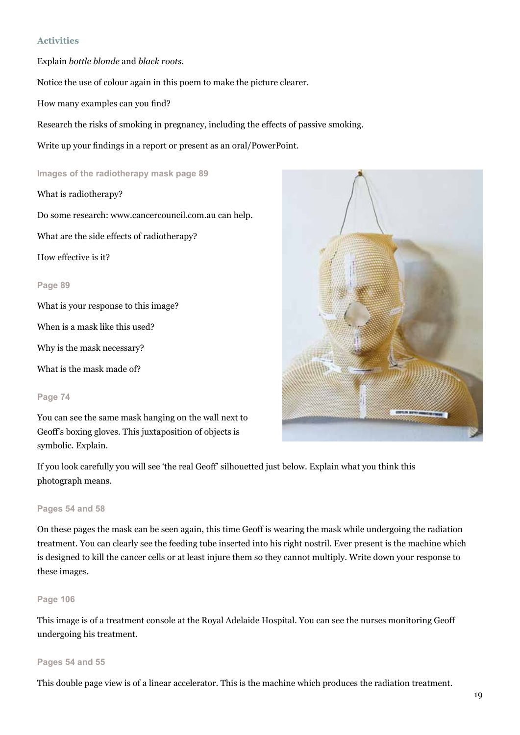### Activities

Explain *bottle blonde* and *black roots*.

Notice the use of colour again in this poem to make the picture clearer.

How many examples can you find?

Research the risks of smoking in pregnancy, including the effects of passive smoking.

Write up your findings in a report or present as an oral/PowerPoint.

#### Images of the radiotherapy mask page 89

What is radiotherapy?

Do some research: www.cancercouncil.com.au can help.

What are the side effects of radiotherapy?

How effective is it?

#### Page 89

What is your response to this image?

When is a mask like this used?

Why is the mask necessary?

What is the mask made of?

#### Page 74

You can see the same mask hanging on the wall next to Geoff's boxing gloves. This juxtaposition of objects is symbolic. Explain.

If you look carefully you will see 'the real Geoff' silhouetted just below. Explain what you think this photograph means.

#### Pages 54 and 58

On these pages the mask can be seen again, this time Geoff is wearing the mask while undergoing the radiation treatment. You can clearly see the feeding tube inserted into his right nostril. Ever present is the machine which is designed to kill the cancer cells or at least injure them so they cannot multiply. Write down your response to these images.

#### Page 106

This image is of a treatment console at the Royal Adelaide Hospital. You can see the nurses monitoring Geoff undergoing his treatment.

#### Pages 54 and 55

This double page view is of a linear accelerator. This is the machine which produces the radiation treatment.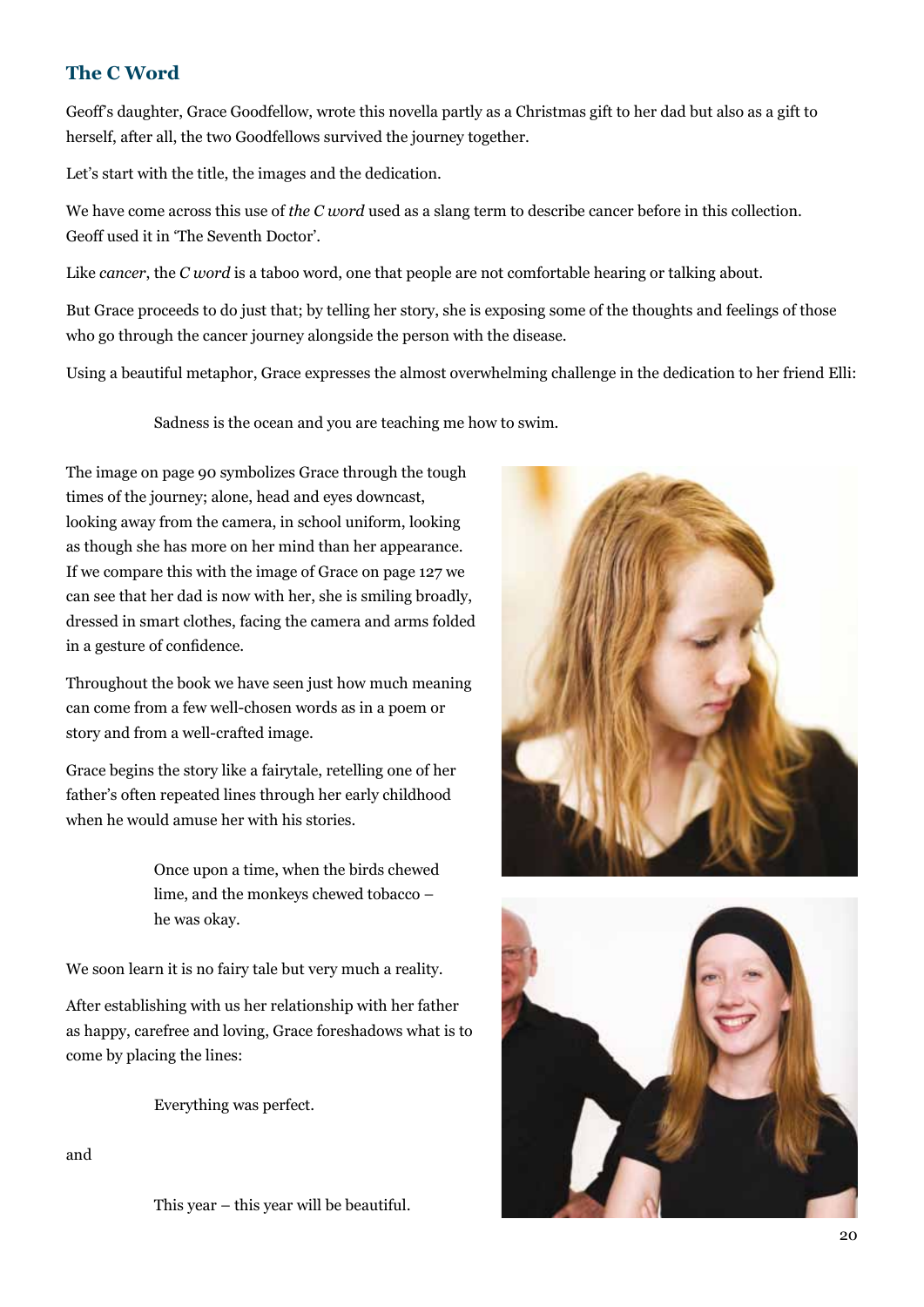## The C Word

Geoff's daughter, Grace Goodfellow, wrote this novella partly as a Christmas gift to her dad but also as a gift to herself, after all, the two Goodfellows survived the journey together.

Let's start with the title, the images and the dedication.

We have come across this use of *the C word* used as a slang term to describe cancer before in this collection. Geoff used it in 'The Seventh Doctor'.

Like *cancer*, the *C word* is a taboo word, one that people are not comfortable hearing or talking about.

But Grace proceeds to do just that; by telling her story, she is exposing some of the thoughts and feelings of those who go through the cancer journey alongside the person with the disease.

Using a beautiful metaphor, Grace expresses the almost overwhelming challenge in the dedication to her friend Elli:

> Sadness is the ocean and you are teaching me how to swim.

The image on page 90 symbolizes Grace through the tough times of the journey; alone, head and eyes downcast, looking away from the camera, in school uniform, looking as though she has more on her mind than her appearance. If we compare this with the image of Grace on page 127 we can see that her dad is now with her, she is smiling broadly, dressed in smart clothes, facing the camera and arms folded in a gesture of confidence.

Throughout the book we have seen just how much meaning can come from a few well-chosen words as in a poem or story and from a well-crafted image.

Grace begins the story like a fairytale, retelling one of her father's often repeated lines through her early childhood when he would amuse her with his stories.

> Once upon a time, when the birds chewed lime, and the monkeys chewed tobacco – he was okay.

We soon learn it is no fairy tale but very much a reality.

After establishing with us her relationship with her father as happy, carefree and loving, Grace foreshadows what is to come by placing the lines:

> Everything was perfect.

and

> This year – this year will be beautiful.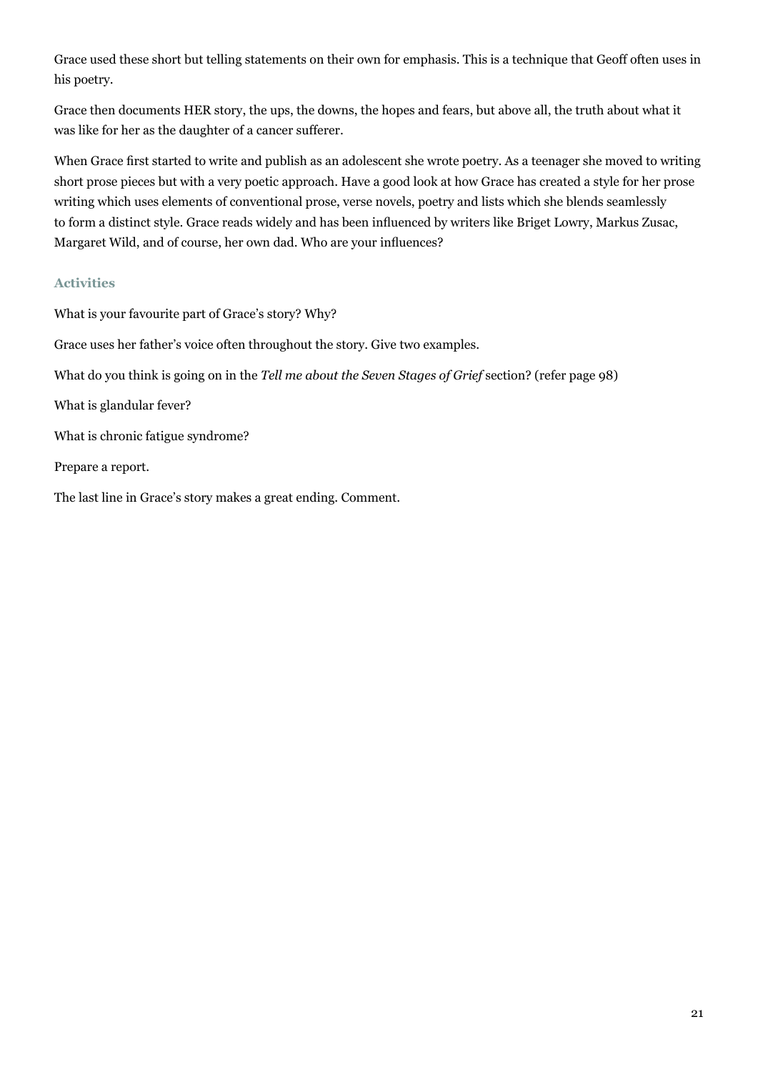Grace used these short but telling statements on their own for emphasis. This is a technique that Geoff often uses in his poetry.

Grace then documents HER story, the ups, the downs, the hopes and fears, but above all, the truth about what it was like for her as the daughter of a cancer sufferer.

When Grace first started to write and publish as an adolescent she wrote poetry. As a teenager she moved to writing short prose pieces but with a very poetic approach. Have a good look at how Grace has created a style for her prose writing which uses elements of conventional prose, verse novels, poetry and lists which she blends seamlessly to form a distinct style. Grace reads widely and has been influenced by writers like Briget Lowry, Markus Zusac, Margaret Wild, and of course, her own dad. Who are your influences?

### Activities

What is your favourite part of Grace's story? Why?

Grace uses her father's voice often throughout the story. Give two examples.

What do you think is going on in the *Tell me about the Seven Stages of Grief* section? (refer page 98)

What is glandular fever?

What is chronic fatigue syndrome?

Prepare a report.

The last line in Grace's story makes a great ending. Comment.